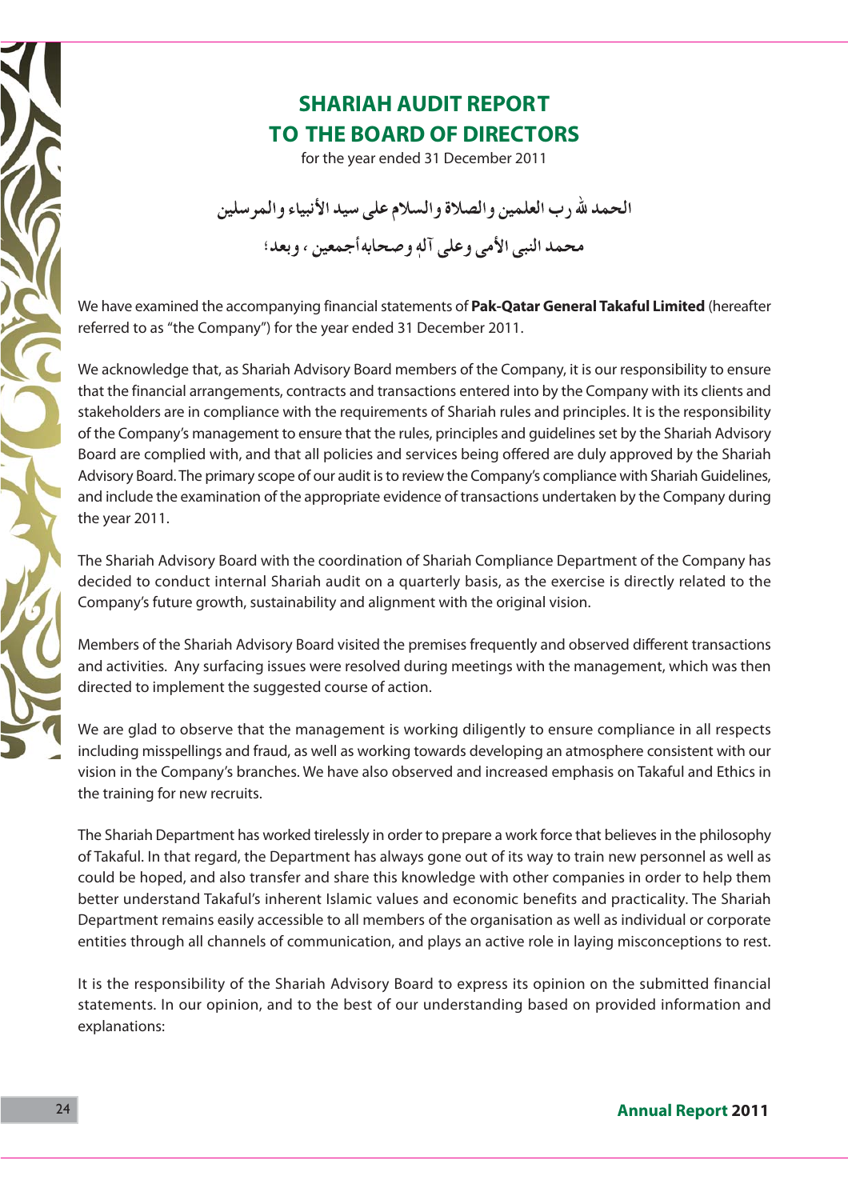# SHARIAH AUDIT REPORT
# TO THE BOARD OF DIRECTORS

for the year ended 31 December 2011

الحمد لله رب العلمين والصلاة والسلام على سيد الأنبياء والمرسلين

محمد النبي الأمي وعلى آله وصحابه أجمعين ، وبعد؛

We have examined the accompanying financial statements of **Pak-Qatar General Takaful Limited** (hereafter referred to as "the Company") for the year ended 31 December 2011.

We acknowledge that, as Shariah Advisory Board members of the Company, it is our responsibility to ensure that the financial arrangements, contracts and transactions entered into by the Company with its clients and stakeholders are in compliance with the requirements of Shariah rules and principles. It is the responsibility of the Company's management to ensure that the rules, principles and guidelines set by the Shariah Advisory Board are complied with, and that all policies and services being offered are duly approved by the Shariah Advisory Board. The primary scope of our audit is to review the Company's compliance with Shariah Guidelines, and include the examination of the appropriate evidence of transactions undertaken by the Company during the year 2011.

The Shariah Advisory Board with the coordination of Shariah Compliance Department of the Company has decided to conduct internal Shariah audit on a quarterly basis, as the exercise is directly related to the Company's future growth, sustainability and alignment with the original vision.

Members of the Shariah Advisory Board visited the premises frequently and observed different transactions and activities. Any surfacing issues were resolved during meetings with the management, which was then directed to implement the suggested course of action.

We are glad to observe that the management is working diligently to ensure compliance in all respects including misspellings and fraud, as well as working towards developing an atmosphere consistent with our vision in the Company's branches. We have also observed and increased emphasis on Takaful and Ethics in the training for new recruits.

The Shariah Department has worked tirelessly in order to prepare a work force that believes in the philosophy of Takaful. In that regard, the Department has always gone out of its way to train new personnel as well as could be hoped, and also transfer and share this knowledge with other companies in order to help them better understand Takaful's inherent Islamic values and economic benefits and practicality. The Shariah Department remains easily accessible to all members of the organisation as well as individual or corporate entities through all channels of communication, and plays an active role in laying misconceptions to rest.

It is the responsibility of the Shariah Advisory Board to express its opinion on the submitted financial statements. In our opinion, and to the best of our understanding based on provided information and explanations: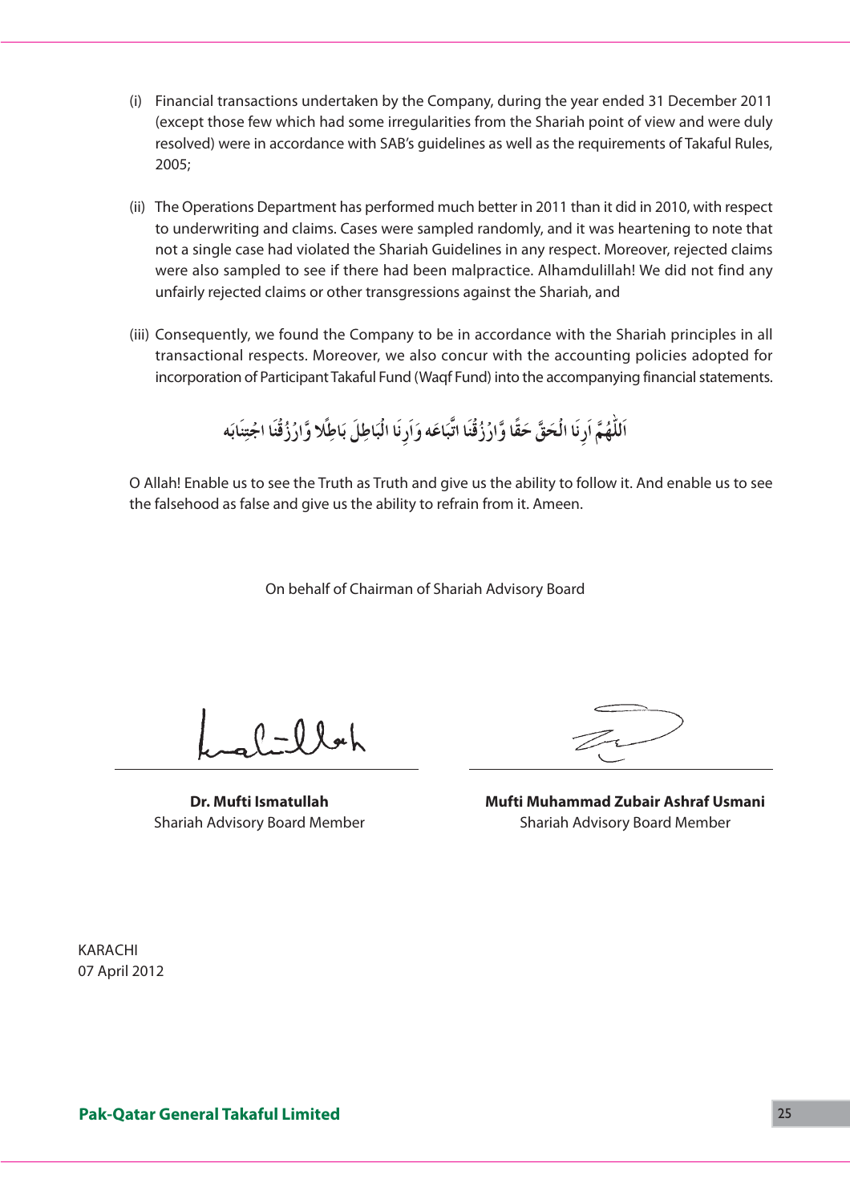(i) Financial transactions undertaken by the Company, during the year ended 31 December 2011 (except those few which had some irregularities from the Shariah point of view and were duly resolved) were in accordance with SAB's guidelines as well as the requirements of Takaful Rules, 2005;

(ii) The Operations Department has performed much better in 2011 than it did in 2010, with respect to underwriting and claims. Cases were sampled randomly, and it was heartening to note that not a single case had violated the Shariah Guidelines in any respect. Moreover, rejected claims were also sampled to see if there had been malpractice. Alhamdulillah! We did not find any unfairly rejected claims or other transgressions against the Shariah, and

(iii) Consequently, we found the Company to be in accordance with the Shariah principles in all transactional respects. Moreover, we also concur with the accounting policies adopted for incorporation of Participant Takaful Fund (Waqf Fund) into the accompanying financial statements.

اَللّٰهُمَّ اَرِنَا الْحَقَّ حَقًّا وَّارْزُقْنَا اتِّبَاعَه وَاَرِنَا الْبَاطِلَ بَاطِلًا وَّارْزُقْنَا اجْتِنَابَه

O Allah! Enable us to see the Truth as Truth and give us the ability to follow it. And enable us to see the falsehood as false and give us the ability to refrain from it. Ameen.

On behalf of Chairman of Shariah Advisory Board

**Dr. Mufti Ismatullah**
Shariah Advisory Board Member

**Mufti Muhammad Zubair Ashraf Usmani**
Shariah Advisory Board Member

KARACHI
07 April 2012